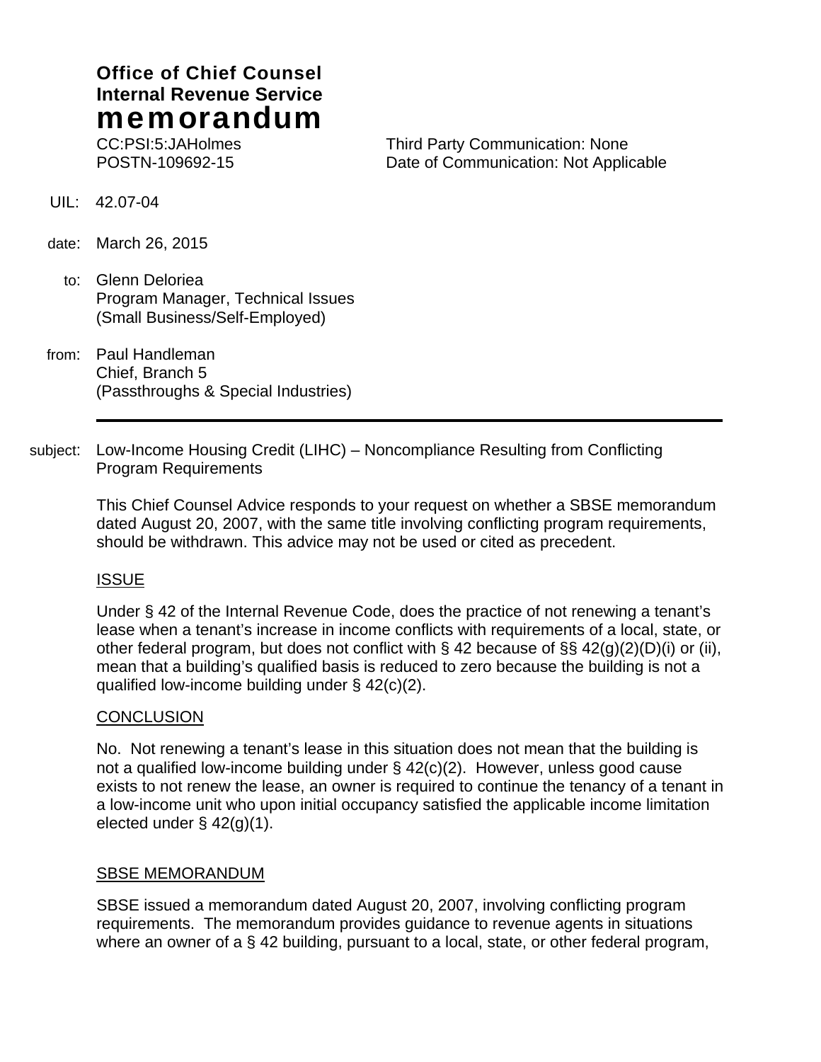**Office of Chief Counsel**
**Internal Revenue Service**
# memorandum

CC:PSI:5:JAHolmes
POSTN-109692-15

Third Party Communication: None
Date of Communication: Not Applicable

UIL: 42.07-04

date: March 26, 2015

to: Glenn Deloriea
Program Manager, Technical Issues
(Small Business/Self-Employed)

from: Paul Handleman
Chief, Branch 5
(Passthroughs & Special Industries)

---

subject: Low-Income Housing Credit (LIHC) – Noncompliance Resulting from Conflicting Program Requirements

This Chief Counsel Advice responds to your request on whether a SBSE memorandum dated August 20, 2007, with the same title involving conflicting program requirements, should be withdrawn. This advice may not be used or cited as precedent.

## ISSUE

Under § 42 of the Internal Revenue Code, does the practice of not renewing a tenant's lease when a tenant's increase in income conflicts with requirements of a local, state, or other federal program, but does not conflict with § 42 because of §§ 42(g)(2)(D)(i) or (ii), mean that a building's qualified basis is reduced to zero because the building is not a qualified low-income building under § 42(c)(2).

## CONCLUSION

No. Not renewing a tenant's lease in this situation does not mean that the building is not a qualified low-income building under § 42(c)(2). However, unless good cause exists to not renew the lease, an owner is required to continue the tenancy of a tenant in a low-income unit who upon initial occupancy satisfied the applicable income limitation elected under § 42(g)(1).

## SBSE MEMORANDUM

SBSE issued a memorandum dated August 20, 2007, involving conflicting program requirements. The memorandum provides guidance to revenue agents in situations where an owner of a § 42 building, pursuant to a local, state, or other federal program,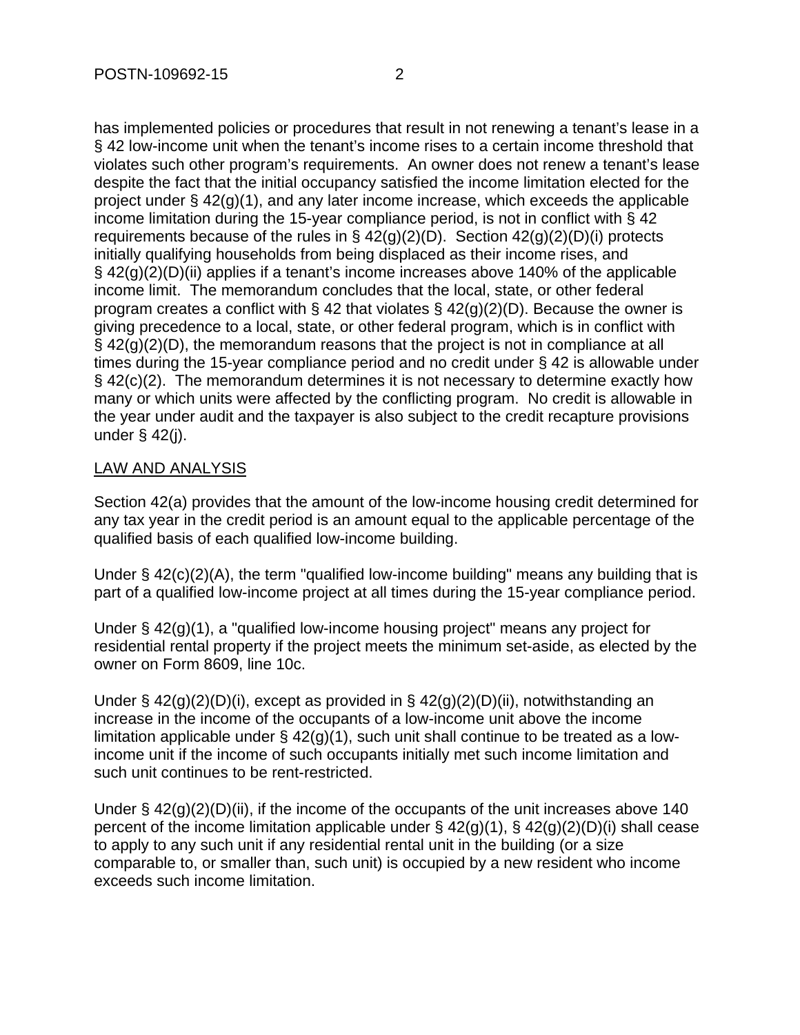has implemented policies or procedures that result in not renewing a tenant's lease in a § 42 low-income unit when the tenant's income rises to a certain income threshold that violates such other program's requirements. An owner does not renew a tenant's lease despite the fact that the initial occupancy satisfied the income limitation elected for the project under § 42(g)(1), and any later income increase, which exceeds the applicable income limitation during the 15-year compliance period, is not in conflict with § 42 requirements because of the rules in § 42(g)(2)(D). Section 42(g)(2)(D)(i) protects initially qualifying households from being displaced as their income rises, and § 42(g)(2)(D)(ii) applies if a tenant's income increases above 140% of the applicable income limit. The memorandum concludes that the local, state, or other federal program creates a conflict with § 42 that violates § 42(g)(2)(D). Because the owner is giving precedence to a local, state, or other federal program, which is in conflict with § 42(g)(2)(D), the memorandum reasons that the project is not in compliance at all times during the 15-year compliance period and no credit under § 42 is allowable under § 42(c)(2). The memorandum determines it is not necessary to determine exactly how many or which units were affected by the conflicting program. No credit is allowable in the year under audit and the taxpayer is also subject to the credit recapture provisions under § 42(j).

## LAW AND ANALYSIS

Section 42(a) provides that the amount of the low-income housing credit determined for any tax year in the credit period is an amount equal to the applicable percentage of the qualified basis of each qualified low-income building.

Under § 42(c)(2)(A), the term "qualified low-income building" means any building that is part of a qualified low-income project at all times during the 15-year compliance period.

Under § 42(g)(1), a "qualified low-income housing project" means any project for residential rental property if the project meets the minimum set-aside, as elected by the owner on Form 8609, line 10c.

Under § 42(g)(2)(D)(i), except as provided in § 42(g)(2)(D)(ii), notwithstanding an increase in the income of the occupants of a low-income unit above the income limitation applicable under § 42(g)(1), such unit shall continue to be treated as a low-income unit if the income of such occupants initially met such income limitation and such unit continues to be rent-restricted.

Under § 42(g)(2)(D)(ii), if the income of the occupants of the unit increases above 140 percent of the income limitation applicable under § 42(g)(1), § 42(g)(2)(D)(i) shall cease to apply to any such unit if any residential rental unit in the building (or a size comparable to, or smaller than, such unit) is occupied by a new resident who income exceeds such income limitation.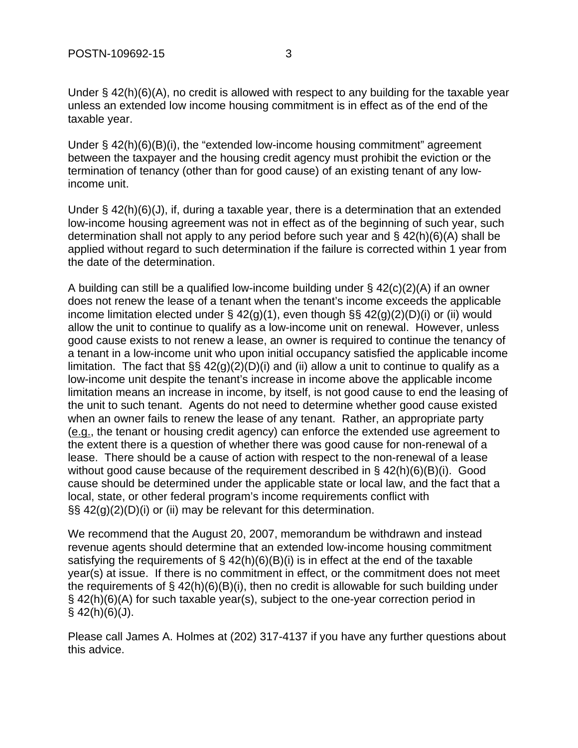Under § 42(h)(6)(A), no credit is allowed with respect to any building for the taxable year unless an extended low income housing commitment is in effect as of the end of the taxable year.

Under § 42(h)(6)(B)(i), the "extended low-income housing commitment" agreement between the taxpayer and the housing credit agency must prohibit the eviction or the termination of tenancy (other than for good cause) of an existing tenant of any low-income unit.

Under § 42(h)(6)(J), if, during a taxable year, there is a determination that an extended low-income housing agreement was not in effect as of the beginning of such year, such determination shall not apply to any period before such year and § 42(h)(6)(A) shall be applied without regard to such determination if the failure is corrected within 1 year from the date of the determination.

A building can still be a qualified low-income building under § 42(c)(2)(A) if an owner does not renew the lease of a tenant when the tenant's income exceeds the applicable income limitation elected under § 42(g)(1), even though §§ 42(g)(2)(D)(i) or (ii) would allow the unit to continue to qualify as a low-income unit on renewal. However, unless good cause exists to not renew a lease, an owner is required to continue the tenancy of a tenant in a low-income unit who upon initial occupancy satisfied the applicable income limitation. The fact that §§ 42(g)(2)(D)(i) and (ii) allow a unit to continue to qualify as a low-income unit despite the tenant's increase in income above the applicable income limitation means an increase in income, by itself, is not good cause to end the leasing of the unit to such tenant. Agents do not need to determine whether good cause existed when an owner fails to renew the lease of any tenant. Rather, an appropriate party (e.g., the tenant or housing credit agency) can enforce the extended use agreement to the extent there is a question of whether there was good cause for non-renewal of a lease. There should be a cause of action with respect to the non-renewal of a lease without good cause because of the requirement described in § 42(h)(6)(B)(i). Good cause should be determined under the applicable state or local law, and the fact that a local, state, or other federal program's income requirements conflict with §§ 42(g)(2)(D)(i) or (ii) may be relevant for this determination.

We recommend that the August 20, 2007, memorandum be withdrawn and instead revenue agents should determine that an extended low-income housing commitment satisfying the requirements of § 42(h)(6)(B)(i) is in effect at the end of the taxable year(s) at issue. If there is no commitment in effect, or the commitment does not meet the requirements of § 42(h)(6)(B)(i), then no credit is allowable for such building under § 42(h)(6)(A) for such taxable year(s), subject to the one-year correction period in § 42(h)(6)(J).

Please call James A. Holmes at (202) 317-4137 if you have any further questions about this advice.